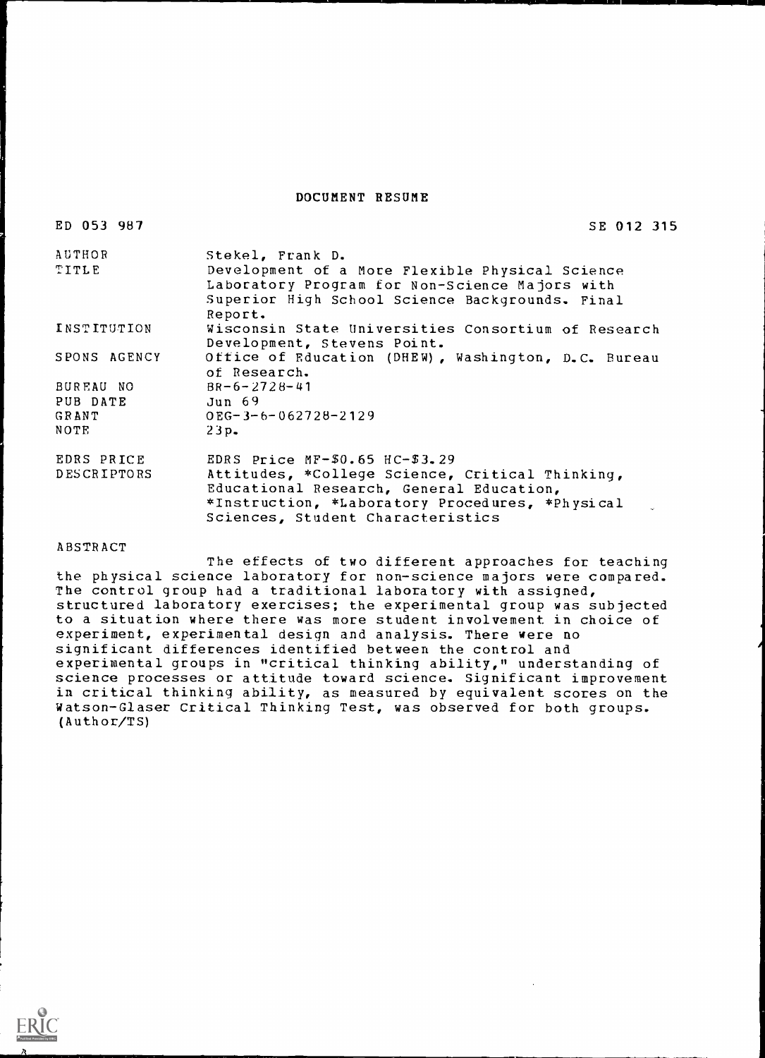# DOCUMENT RESUME

| | |
|---|---|
| ED 053 987 | SE 012 315 |
| AUTHOR | Stekel, Frank D. |
| TITLE | Development of a More Flexible Physical Science Laboratory Program for Non-Science Majors with Superior High School Science Backgrounds. Final Report. |
| INSTITUTION | Wisconsin State Universities Consortium of Research Development, Stevens Point. |
| SPONS AGENCY | Office of Education (DHEW), Washington, D.C. Bureau of Research. |
| BUREAU NO | BR-6-2728-41 |
| PUB DATE | Jun 69 |
| GRANT | OEG-3-6-062728-2129 |
| NOTE | 23p. |
| EDRS PRICE | EDRS Price MF-$0.65 HC-$3.29 |
| DESCRIPTORS | Attitudes, *College Science, Critical Thinking, Educational Research, General Education, *Instruction, *Laboratory Procedures, *Physical Sciences, Student Characteristics |

ABSTRACT

The effects of two different approaches for teaching the physical science laboratory for non-science majors were compared. The control group had a traditional laboratory with assigned, structured laboratory exercises; the experimental group was subjected to a situation where there was more student involvement in choice of experiment, experimental design and analysis. There were no significant differences identified between the control and experimental groups in "critical thinking ability," understanding of science processes or attitude toward science. Significant improvement in critical thinking ability, as measured by equivalent scores on the Watson-Glaser Critical Thinking Test, was observed for both groups. (Author/TS)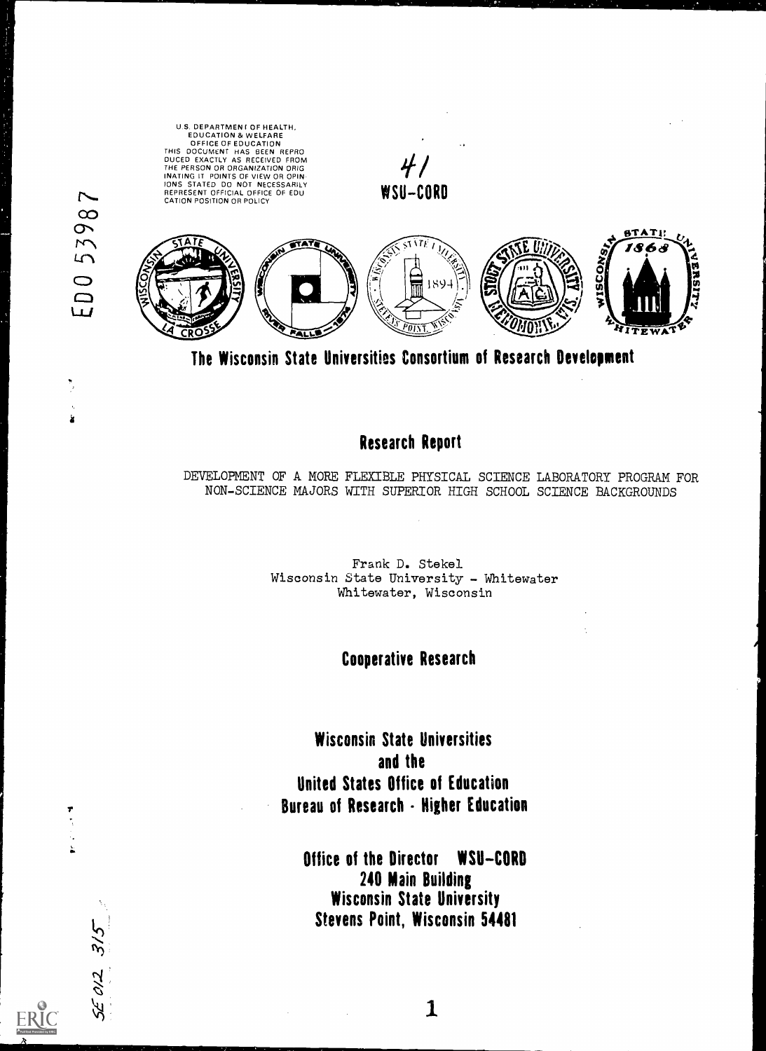U.S. DEPARTMENT OF HEALTH, EDUCATION & WELFARE
OFFICE OF EDUCATION
THIS DOCUMENT HAS BEEN REPRODUCED EXACTLY AS RECEIVED FROM THE PERSON OR ORGANIZATION ORIGINATING IT. POINTS OF VIEW OR OPINIONS STATED DO NOT NECESSARILY REPRESENT OFFICIAL OFFICE OF EDUCATION POSITION OR POLICY

ED 053987

41

WSU-CORD

# The Wisconsin State Universities Consortium of Research Development

## Research Report

DEVELOPMENT OF A MORE FLEXIBLE PHYSICAL SCIENCE LABORATORY PROGRAM FOR NON-SCIENCE MAJORS WITH SUPERIOR HIGH SCHOOL SCIENCE BACKGROUNDS

Frank D. Stekel
Wisconsin State University - Whitewater
Whitewater, Wisconsin

## Cooperative Research

**Wisconsin State Universities**
**and the**
**United States Office of Education**
**Bureau of Research - Higher Education**

**Office of the Director WSU-CORD**
**240 Main Building**
**Wisconsin State University**
**Stevens Point, Wisconsin 54481**

SE 012 315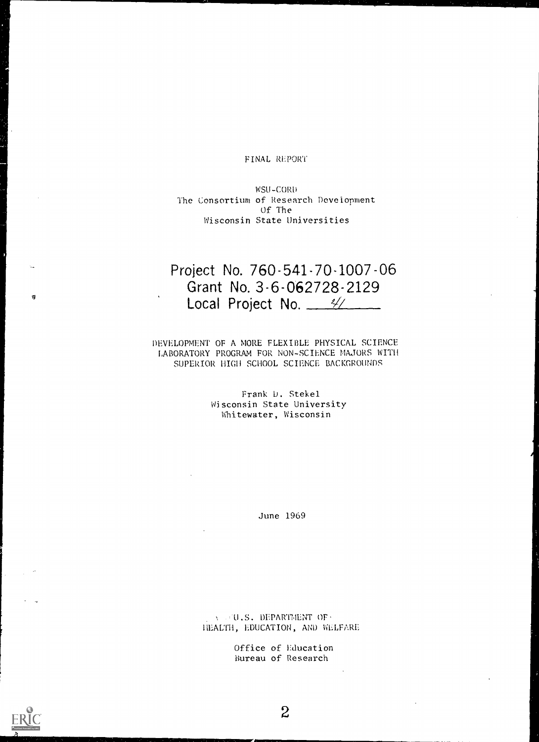FINAL REPORT

WSU-CORD
The Consortium of Research Development
Of The
Wisconsin State Universities

# Project No. 760-541-70-1007-06
# Grant No. 3-6-062728-2129
# Local Project No. 41

DEVELOPMENT OF A MORE FLEXIBLE PHYSICAL SCIENCE LABORATORY PROGRAM FOR NON-SCIENCE MAJORS WITH SUPERIOR HIGH SCHOOL SCIENCE BACKGROUNDS

Frank D. Stekel
Wisconsin State University
Whitewater, Wisconsin

June 1969

U.S. DEPARTMENT OF
HEALTH, EDUCATION, AND WELFARE

Office of Education
Bureau of Research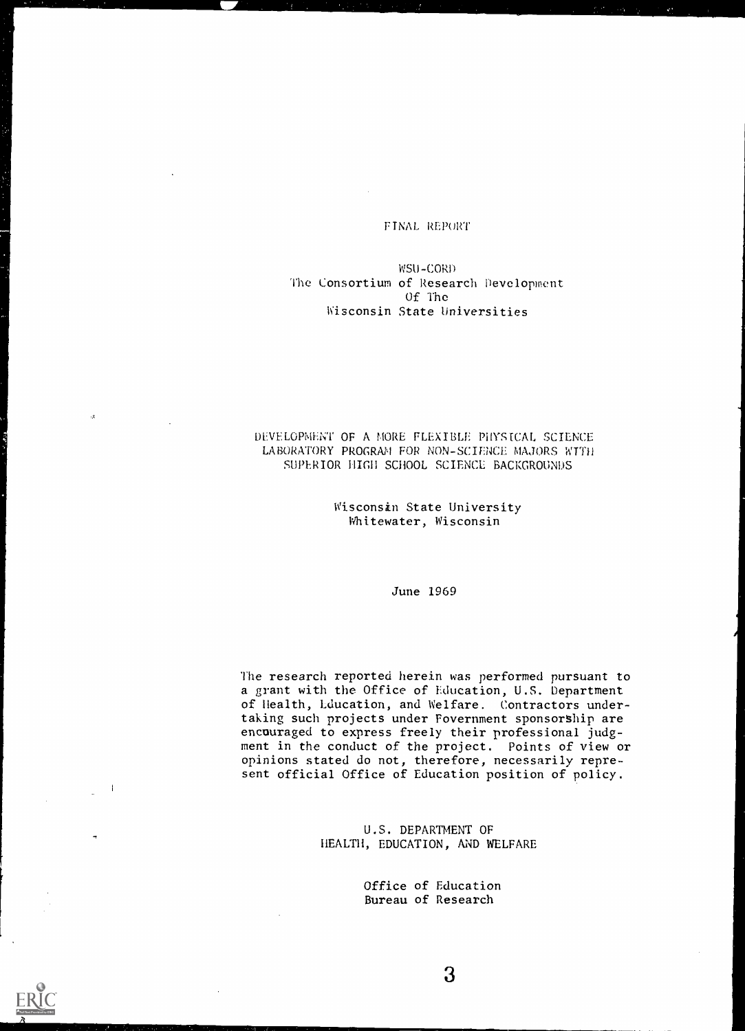FINAL REPORT

WSU-CORD
The Consortium of Research Development
Of The
Wisconsin State Universities

# DEVELOPMENT OF A MORE FLEXIBLE PHYSICAL SCIENCE LABORATORY PROGRAM FOR NON-SCIENCE MAJORS WITH SUPERIOR HIGH SCHOOL SCIENCE BACKGROUNDS

Wisconsin State University
Whitewater, Wisconsin

June 1969

The research reported herein was performed pursuant to a grant with the Office of Education, U.S. Department of Health, Education, and Welfare. Contractors undertaking such projects under Fovernment sponsorship are encouraged to express freely their professional judgment in the conduct of the project. Points of view or opinions stated do not, therefore, necessarily represent official Office of Education position of policy.

U.S. DEPARTMENT OF
HEALTH, EDUCATION, AND WELFARE

Office of Education
Bureau of Research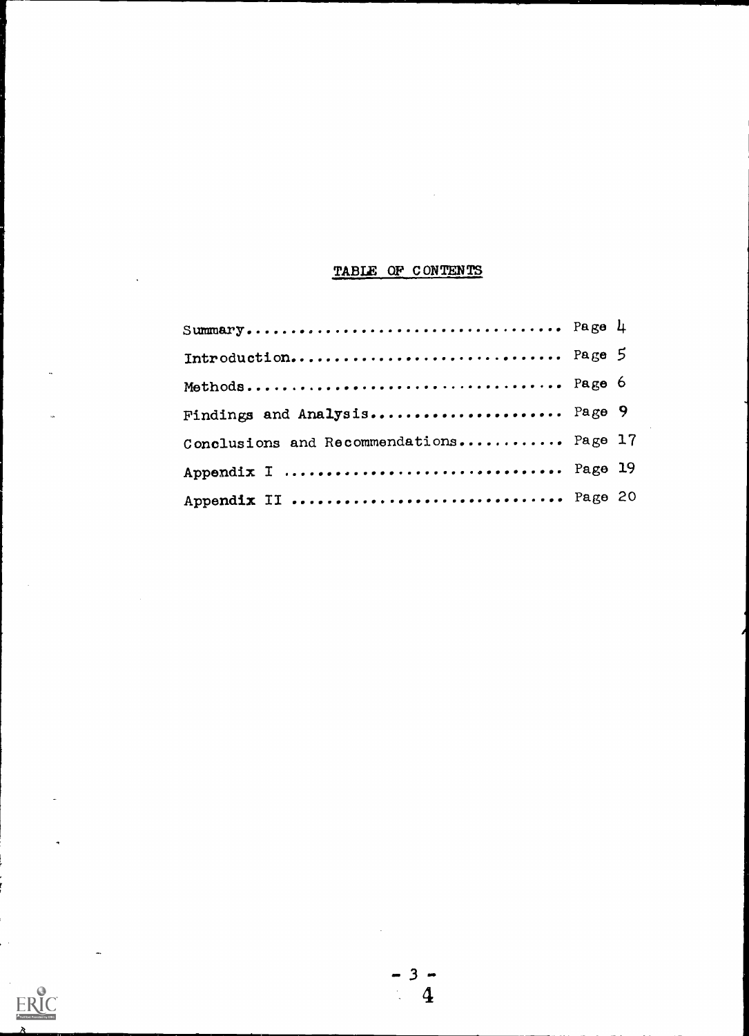## TABLE OF CONTENTS

Summary.................................... Page 4

Introduction.............................. Page 5

Methods................................... Page 6

Findings and Analysis...................... Page 9

Conclusions and Recommendations........... Page 17

Appendix I ................................ Page 19

Appendix II ............................... Page 20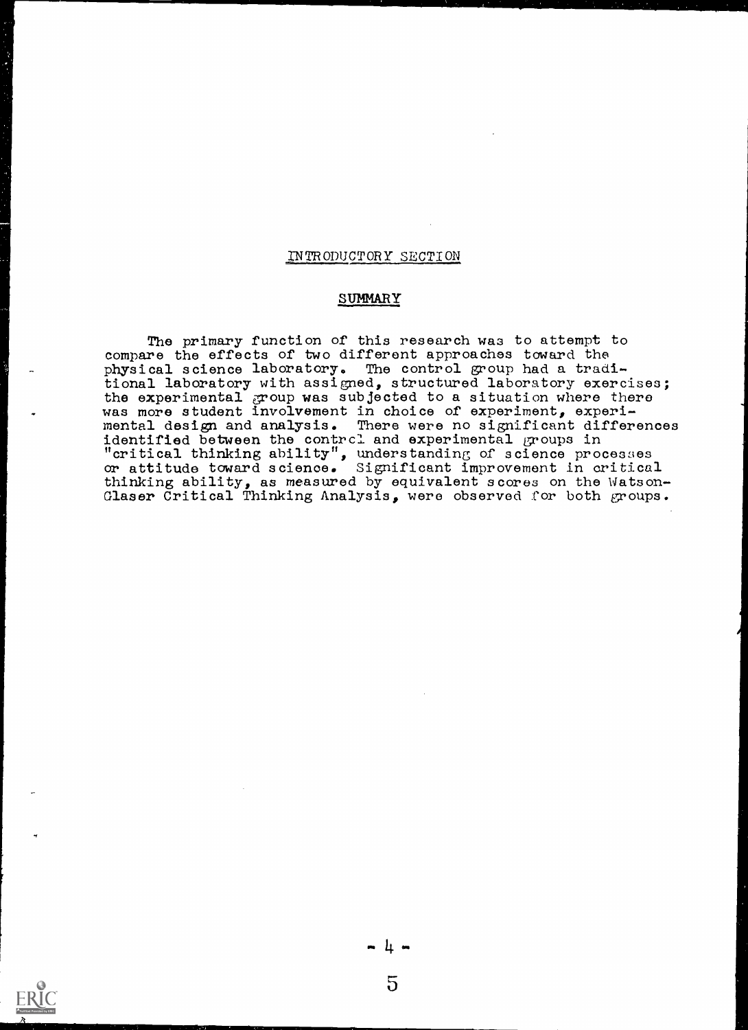## INTRODUCTORY SECTION

### SUMMARY

The primary function of this research was to attempt to compare the effects of two different approaches toward the physical science laboratory. The control group had a traditional laboratory with assigned, structured laboratory exercises; the experimental group was subjected to a situation where there was more student involvement in choice of experiment, experimental design and analysis. There were no significant differences identified between the control and experimental groups in "critical thinking ability", understanding of science processes or attitude toward science. Significant improvement in critical thinking ability, as measured by equivalent scores on the Watson-Glaser Critical Thinking Analysis, were observed for both groups.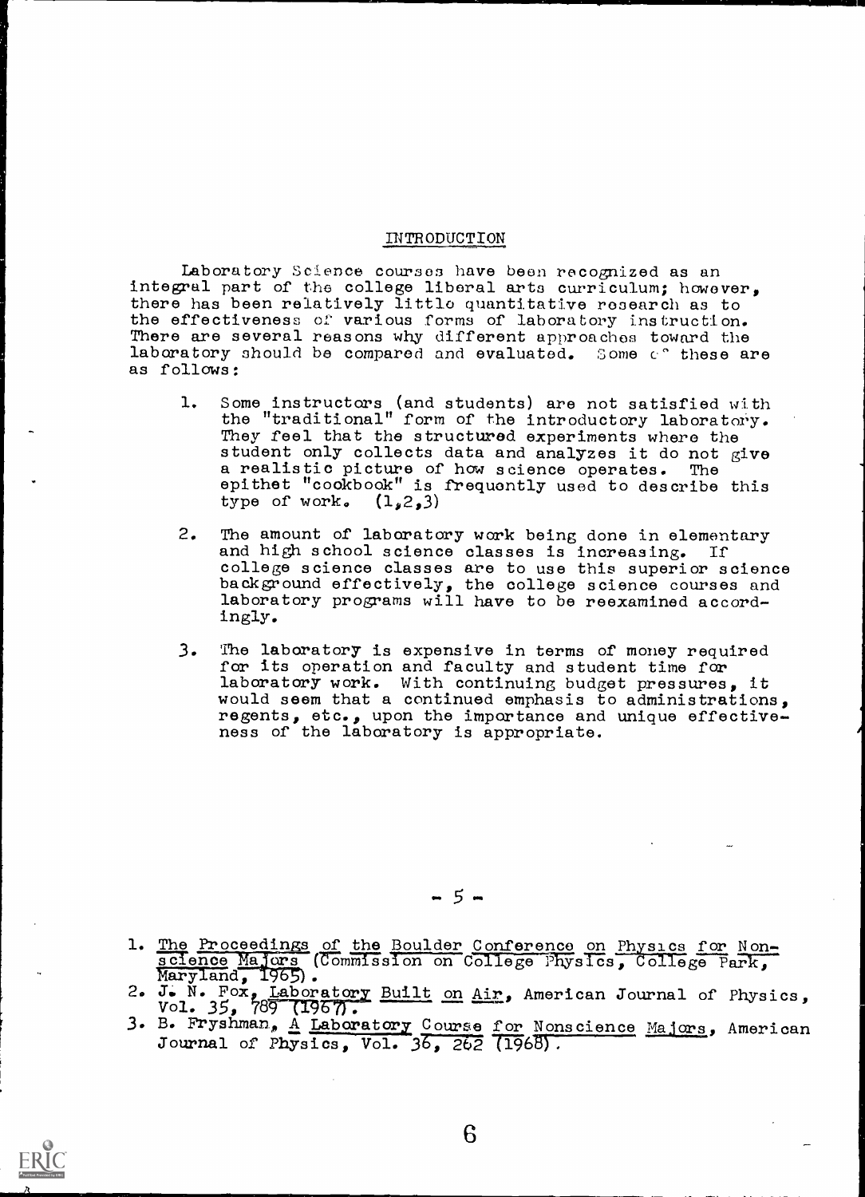## INTRODUCTION

Laboratory Science courses have been recognized as an integral part of the college liberal arts curriculum; however, there has been relatively little quantitative research as to the effectiveness of various forms of laboratory instruction. There are several reasons why different approaches toward the laboratory should be compared and evaluated. Some of these are as follows:

1. Some instructors (and students) are not satisfied with the "traditional" form of the introductory laboratory. They feel that the structured experiments where the student only collects data and analyzes it do not give a realistic picture of how science operates. The epithet "cookbook" is frequently used to describe this type of work. (1,2,3)

2. The amount of laboratory work being done in elementary and high school science classes is increasing. If college science classes are to use this superior science background effectively, the college science courses and laboratory programs will have to be reexamined accordingly.

3. The laboratory is expensive in terms of money required for its operation and faculty and student time for laboratory work. With continuing budget pressures, it would seem that a continued emphasis to administrations, regents, etc., upon the importance and unique effectiveness of the laboratory is appropriate.

1. The Proceedings of the Boulder Conference on Physics for Non-science Majors (Commission on College Physics, College Park, Maryland, 1965).
2. J. N. Fox, Laboratory Built on Air, American Journal of Physics, Vol. 35, 789 (1967).
3. B. Fryshman, A Laboratory Course for Nonscience Majors, American Journal of Physics, Vol. 36, 262 (1968).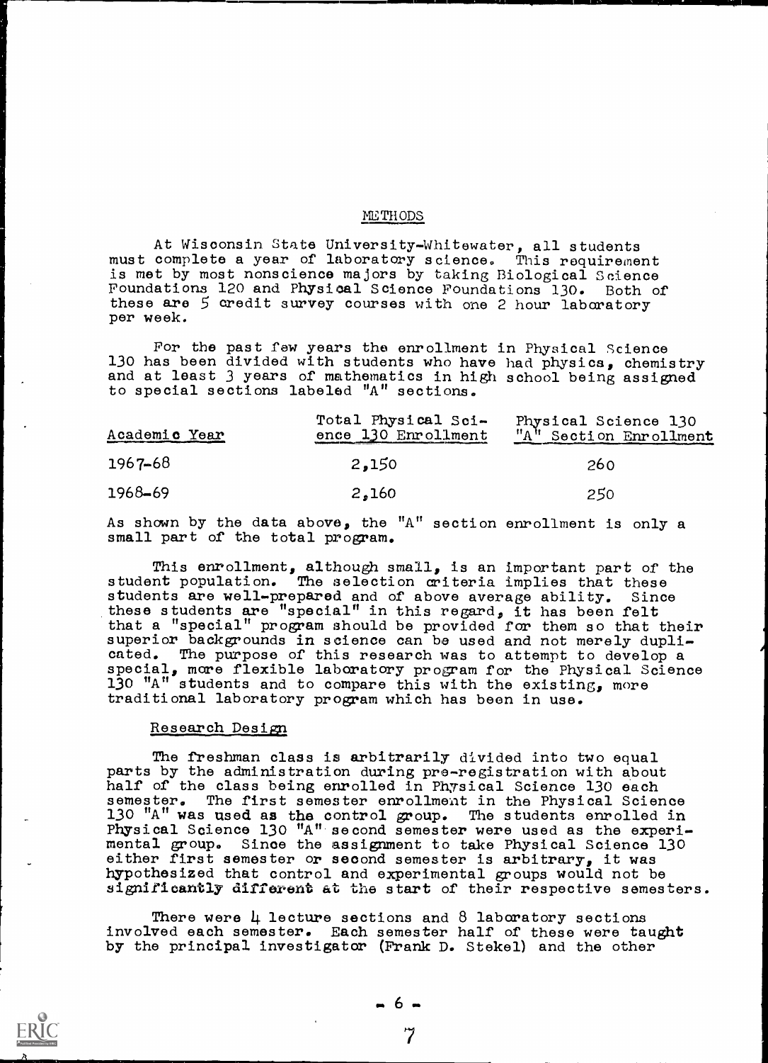## METHODS

At Wisconsin State University-Whitewater, all students must complete a year of laboratory science. This requirement is met by most nonscience majors by taking Biological Science Foundations 120 and Physical Science Foundations 130. Both of these are 5 credit survey courses with one 2 hour laboratory per week.

For the past few years the enrollment in Physical Science 130 has been divided with students who have had physics, chemistry and at least 3 years of mathematics in high school being assigned to special sections labeled "A" sections.

| Academic Year | Total Physical Science 130 Enrollment | Physical Science 130 "A" Section Enrollment |
|---|---|---|
| 1967-68 | 2,150 | 260 |
| 1968-69 | 2,160 | 250 |

As shown by the data above, the "A" section enrollment is only a small part of the total program.

This enrollment, although small, is an important part of the student population. The selection criteria implies that these students are well-prepared and of above average ability. Since these students are "special" in this regard, it has been felt that a "special" program should be provided for them so that their superior backgrounds in science can be used and not merely duplicated. The purpose of this research was to attempt to develop a special, more flexible laboratory program for the Physical Science 130 "A" students and to compare this with the existing, more traditional laboratory program which has been in use.

### Research Design

The freshman class is arbitrarily divided into two equal parts by the administration during pre-registration with about half of the class being enrolled in Physical Science 130 each semester. The first semester enrollment in the Physical Science 130 "A" was used as the control group. The students enrolled in Physical Science 130 "A" second semester were used as the experimental group. Since the assignment to take Physical Science 130 either first semester or second semester is arbitrary, it was hypothesized that control and experimental groups would not be significantly different at the start of their respective semesters.

There were 4 lecture sections and 8 laboratory sections involved each semester. Each semester half of these were taught by the principal investigator (Frank D. Stekel) and the other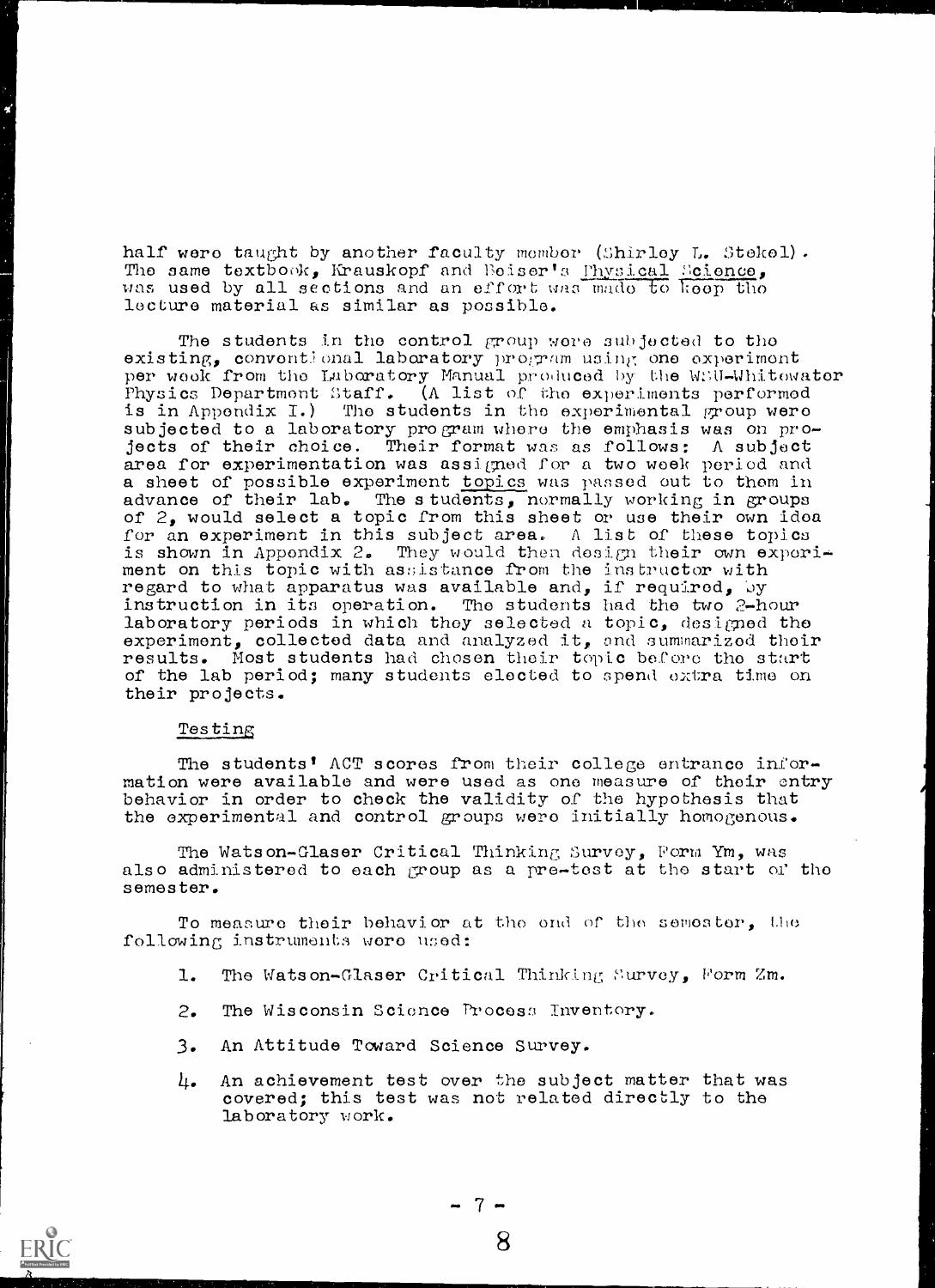half were taught by another faculty member (Shirley L. Stekel). The same textbook, Krauskopf and Beiser's Physical Science, was used by all sections and an effort was made to keep the lecture material as similar as possible.

The students in the control group were subjected to the existing, conventional laboratory program using one experiment per week from the Laboratory Manual produced by the WSU-Whitewater Physics Department Staff. (A list of the experiments performed is in Appendix I.) The students in the experimental group were subjected to a laboratory program where the emphasis was on projects of their choice. Their format was as follows: A subject area for experimentation was assigned for a two week period and a sheet of possible experiment topics was passed out to them in advance of their lab. The students, normally working in groups of 2, would select a topic from this sheet or use their own idea for an experiment in this subject area. A list of these topics is shown in Appendix 2. They would then design their own experiment on this topic with assistance from the instructor with regard to what apparatus was available and, if required, by instruction in its operation. The students had the two 2-hour laboratory periods in which they selected a topic, designed the experiment, collected data and analyzed it, and summarized their results. Most students had chosen their topic before the start of the lab period; many students elected to spend extra time on their projects.

## Testing

The students' ACT scores from their college entrance information were available and were used as one measure of their entry behavior in order to check the validity of the hypothesis that the experimental and control groups were initially homogenous.

The Watson-Glaser Critical Thinking Survey, Form Ym, was also administered to each group as a pre-test at the start of the semester.

To measure their behavior at the end of the semester, the following instruments were used:

1. The Watson-Glaser Critical Thinking Survey, Form Zm.
2. The Wisconsin Science Process Inventory.
3. An Attitude Toward Science Survey.
4. An achievement test over the subject matter that was covered; this test was not related directly to the laboratory work.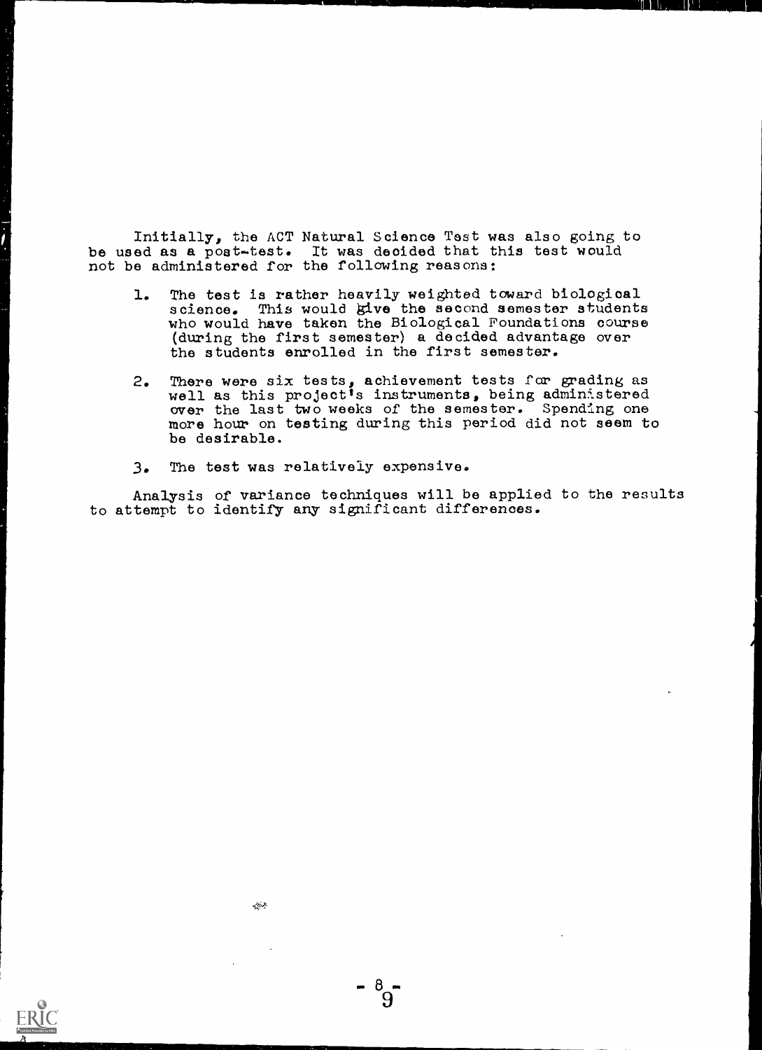Initially, the ACT Natural Science Test was also going to be used as a post-test. It was decided that this test would not be administered for the following reasons:

1. The test is rather heavily weighted toward biological science. This would give the second semester students who would have taken the Biological Foundations course (during the first semester) a decided advantage over the students enrolled in the first semester.

2. There were six tests, achievement tests for grading as well as this project's instruments, being administered over the last two weeks of the semester. Spending one more hour on testing during this period did not seem to be desirable.

3. The test was relatively expensive.

Analysis of variance techniques will be applied to the results to attempt to identify any significant differences.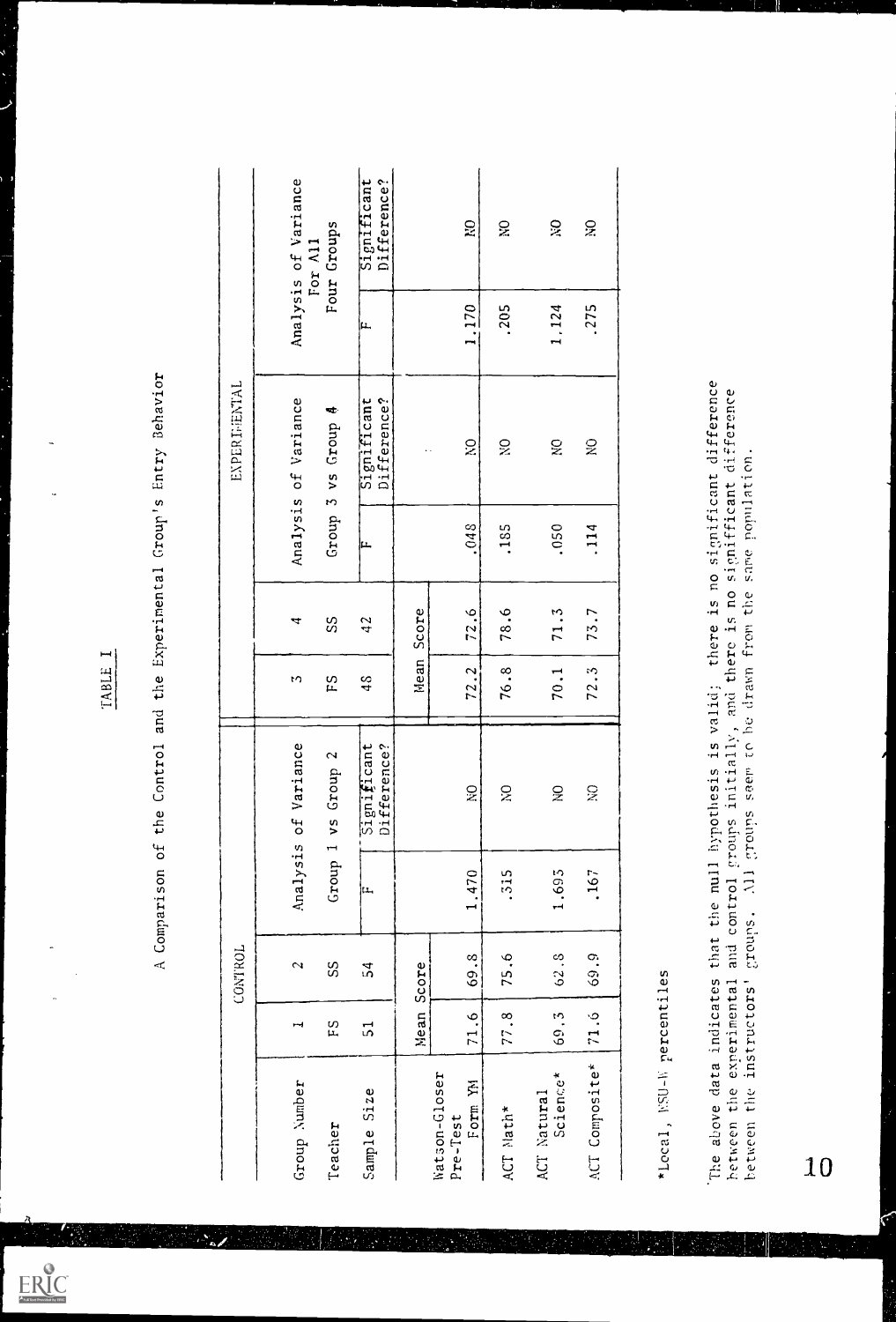TABLE I

A Comparison of the Control and the Experimental Group's Entry Behavior

| | CONTROL | | | | EXPERIMENTAL | | | | | |
|---|---|---|---|---|---|---|---|---|---|---|
| Group Number | 1 | 2 | Analysis of Variance Group 1 vs Group 2 | | 3 | 4 | Analysis of Variance Group 3 vs Group 4 | | Analysis of Variance For All Four Groups | |
| Teacher | FS | SS | | | FS | SS | | | | |
| Sample Size | 51 | 54 | F | Significant Difference? | 48 | 42 | F | Significant Difference? | F | Significant Difference? |
| | Mean Score | | | | Mean Score | | | | | |
| Watson-Gloser Pre-Test Form YM | 71.6 | 69.8 | 1.470 | NO | 72.2 | 72.6 | .048 | NO | 1.170 | NO |
| ACT Math* | 77.8 | 75.6 | .315 | NO | 76.8 | 78.6 | .185 | NO | .205 | NO |
| ACT Natural Science* | 69.3 | 62.8 | 1.693 | NO | 70.1 | 71.3 | .050 | NO | 1.124 | NO |
| ACT Composite* | 71.6 | 69.9 | .167 | NO | 72.3 | 73.7 | .114 | NO | .275 | NO |

*Local, KSU-W percentiles

The above data indicates that the null hypothesis is valid; there is no significant difference between the experimental and control groups initially, and there is no significant difference between the instructors' groups. All groups seem to be drawn from the same population.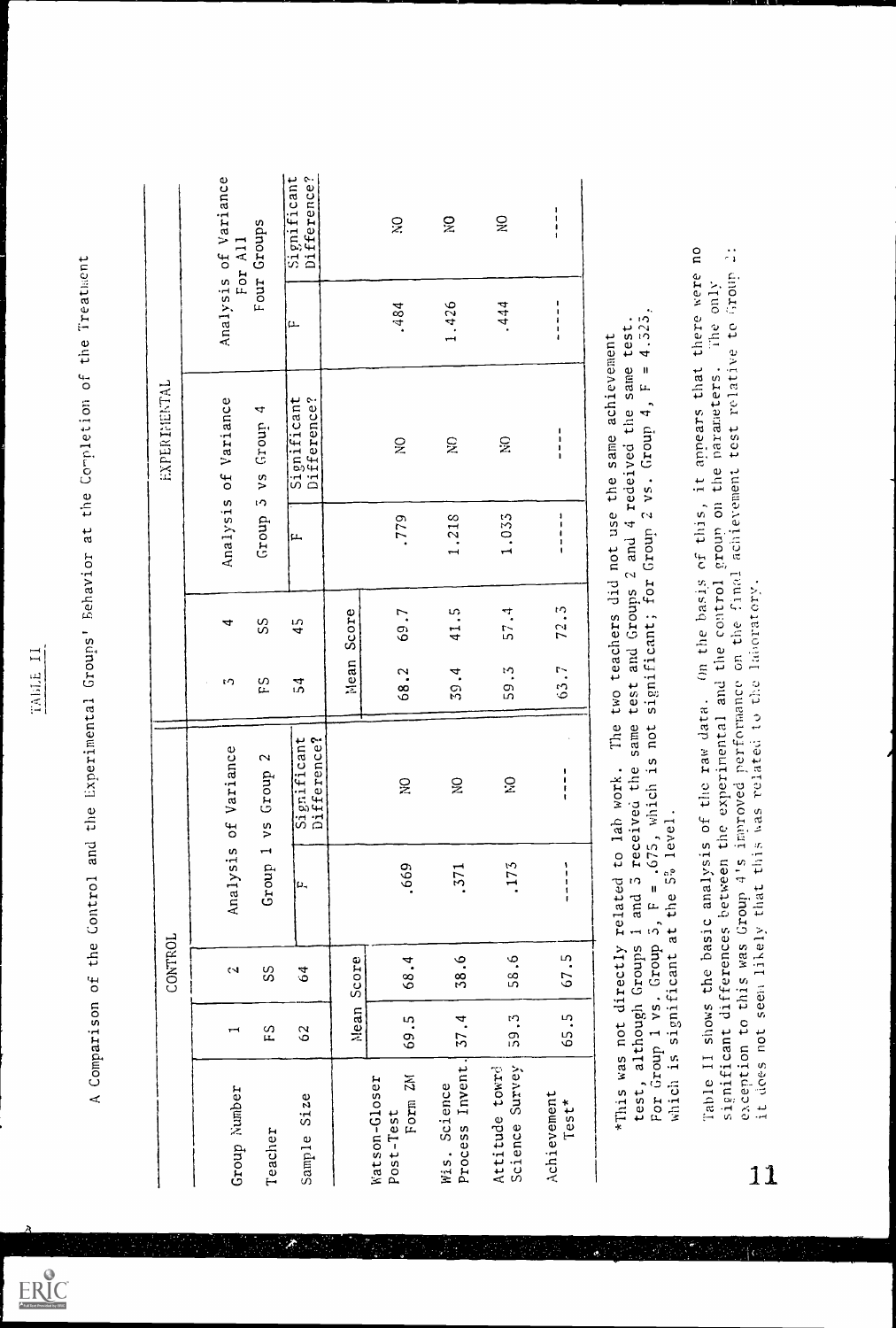# TABLE II

A Comparison of the Control and the Experimental Groups' Behavior at the Completion of the Treatment

| | CONTROL | | | | EXPERIMENTAL | | | | | |
|---|---|---|---|---|---|---|---|---|---|---|
| | | | Analysis of Variance | | | | Analysis of Variance | | Analysis of Variance For All | |
| Group Number | 1 | 2 | Group 1 vs Group 2 | | 3 | 4 | Group 3 vs Group 4 | | Four Groups | |
| Teacher | FS | SS | | | FS | SS | | | | |
| Sample Size | 62 | 64 | F | Significant Difference? | 54 | 45 | F | Significant Difference? | F | Significant Difference? |
| | Mean Score | | | | Mean Score | | | | | |
| Watson-Gloser Post-Test Form ZM | 69.5 | 68.4 | .669 | NO | 68.2 | 69.7 | .779 | NO | .484 | NO |
| Wis. Science Process Invent. | 37.4 | 38.6 | .371 | NO | 39.4 | 41.5 | 1.218 | NO | 1.426 | NO |
| Attitude towrd Science Survey | 59.3 | 58.6 | .173 | NO | 59.3 | 57.4 | 1.033 | NO | .444 | NO |
| Achievement Test* | 65.5 | 67.5 | ----- | --- | 63.7 | 72.3 | ----- | --- | ----- | --- |

*This was not directly related to lab work. The two teachers did not use the same achievement test, although Groups 1 and 3 received the same test and Groups 2 and 4 redeived the same test. For Group 1 vs. Group 3, F = .675, which is not significant; for Group 2 vs. Group 4, F = 4.325, which is significant at the 5% level.

Table II shows the basic analysis of the raw data. On the basis of this, it appears that there were no significant differences between the experimental and the control group on the parameters. The only exception to this was Group 4's improved performance on the final achievement test relative to Group 2; it does not seem likely that this was related to the laboratory.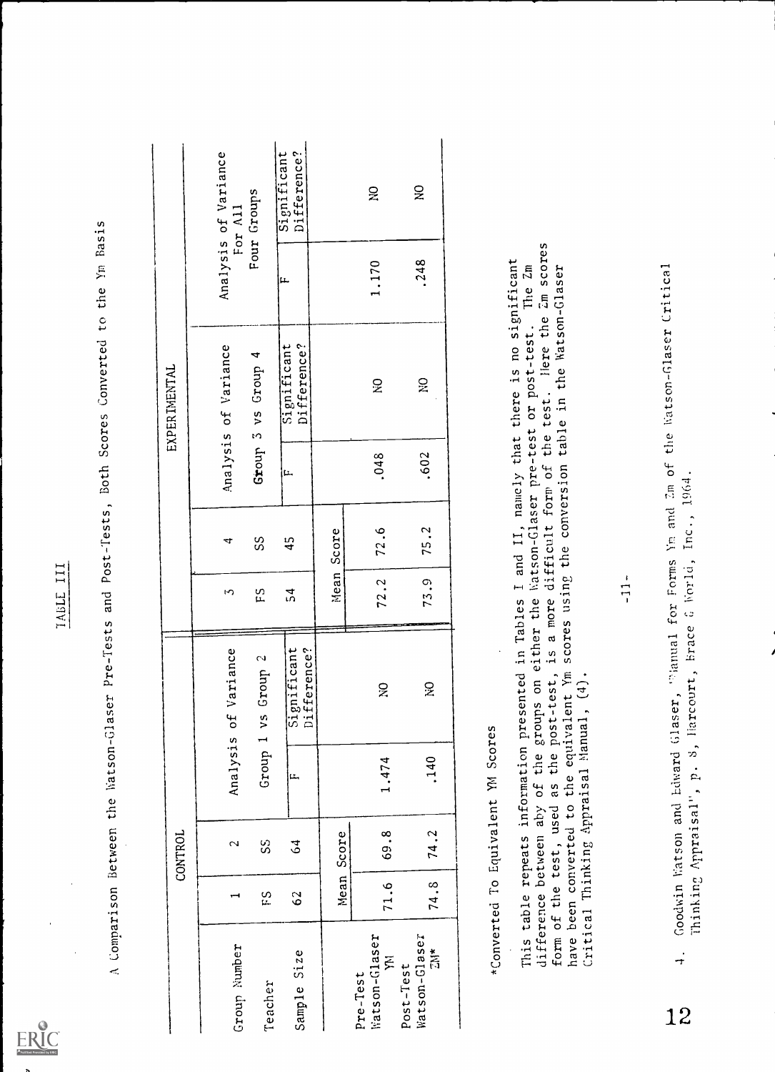TABLE III

A Comparison Between the Watson-Glaser Pre-Tests and Post-Tests, Both Scores Converted to the Ym Basis

| | CONTROL | | | | EXPERIMENTAL | | | | Analysis of Variance For All Four Groups | |
|---|---|---|---|---|---|---|---|---|---|---|
| Group Number | 1 | 2 | Analysis of Variance Group 1 vs Group 2 | | 3 | 4 | Analysis of Variance Group 3 vs Group 4 | | | |
| Teacher | FS | SS | | | FS | SS | | | | |
| Sample Size | 62 | 64 | F | Significant Difference? | 54 | 45 | F | Significant Difference? | F | Significant Difference? |
| | Mean Score | | | | Mean Score | | | | | |
| Pre-Test Watson-Glaser YM | 71.6 | 69.8 | 1.474 | NO | 72.2 | 72.6 | .048 | NO | 1.170 | NO |
| Post-Test Watson-Glaser ZM* | 74.8 | 74.2 | .140 | NO | 73.9 | 75.2 | .602 | NO | .248 | NO |

*Converted To Equivalent YM Scores

This table repeats information presented in Tables I and II, namely that there is no significant difference between aby of the groups on either the Watson-Glaser pre-test or post-test. The Zm form of the test, used as the post-test, is a more difficult form of the test. Here the Zm scores have been converted to the equivalent Ym scores using the conversion table in the Watson-Glaser Critical Thinking Appraisal Manual, (4).

4. Goodwin Watson and Edward Glaser, "Manual for Forms Ym and Zm of the Watson-Glaser Critical Thinking Appraisal", p. 8, Harcourt, Brace & World, Inc., 1964.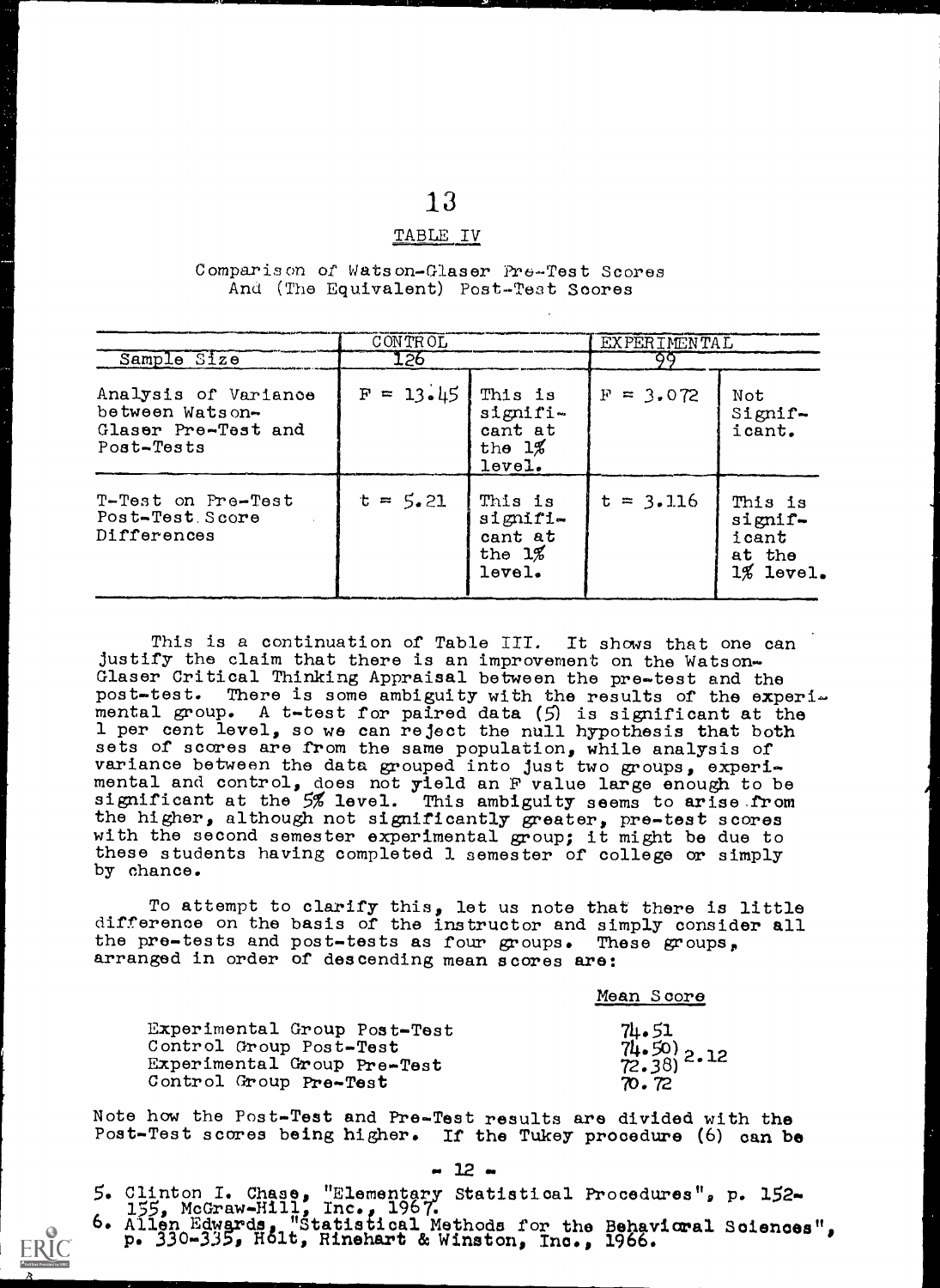## TABLE IV

Comparison of Watson-Glaser Pre-Test Scores And (The Equivalent) Post-Test Scores

| | CONTROL | | EXPERIMENTAL | |
|---|---|---|---|---|
| Sample Size | 126 | | 99 | |
| Analysis of Variance between Watson-Glaser Pre-Test and Post-Tests | $F = 13.45$ | This is significant at the 1% level. | $F = 3.072$ | Not Significant. |
| T-Test on Pre-Test Post-Test Score Differences | $t = 5.21$ | This is significant at the 1% level. | $t = 3.116$ | This is significant at the 1% level. |

This is a continuation of Table III. It shows that one can justify the claim that there is an improvement on the Watson-Glaser Critical Thinking Appraisal between the pre-test and the post-test. There is some ambiguity with the results of the experimental group. A t-test for paired data (5) is significant at the 1 per cent level, so we can reject the null hypothesis that both sets of scores are from the same population, while analysis of variance between the data grouped into just two groups, experimental and control, does not yield an F value large enough to be significant at the 5% level. This ambiguity seems to arise from the higher, although not significantly greater, pre-test scores with the second semester experimental group; it might be due to these students having completed 1 semester of college or simply by chance.

To attempt to clarify this, let us note that there is little difference on the basis of the instructor and simply consider all the pre-tests and post-tests as four groups. These groups, arranged in order of descending mean scores are:

| | Mean Score |
|---|---|
| Experimental Group Post-Test | 74.51 |
| Control Group Post-Test | 74.50) |
| Experimental Group Pre-Test | 72.38) 2.12 |
| Control Group Pre-Test | 70.72 |

Note how the Post-Test and Pre-Test results are divided with the Post-Test scores being higher. If the Tukey procedure (6) can be

5. Clinton I. Chase, "Elementary Statistical Procedures", p. 152-155, McGraw-Hill, Inc., 1967.
6. Allen Edwards, "Statistical Methods for the Behavioral Sciences", p. 330-335, Holt, Rinehart & Winston, Inc., 1966.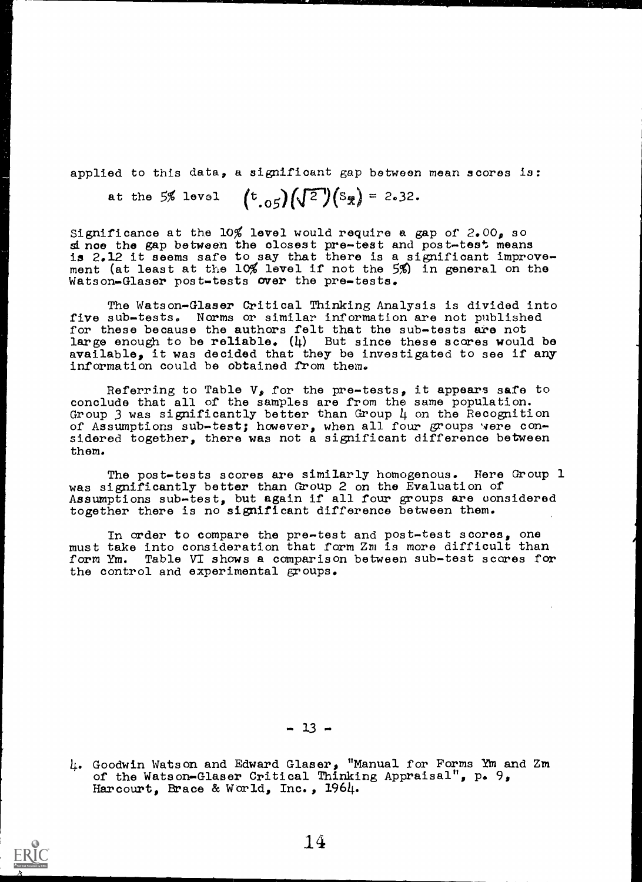applied to this data, a significant gap between mean scores is:

at the 5% level $\left(t_{.05}\right)\left(\sqrt{2}\right)\left(S_{\bar{x}}\right) = 2.32.$

Significance at the 10% level would require a gap of 2.00, so since the gap between the closest pre-test and post-test means is 2.12 it seems safe to say that there is a significant improvement (at least at the 10% level if not the 5%) in general on the Watson-Glaser post-tests over the pre-tests.

The Watson-Glaser Critical Thinking Analysis is divided into five sub-tests. Norms or similar information are not published for these because the authors felt that the sub-tests are not large enough to be reliable. (4) But since these scores would be available, it was decided that they be investigated to see if any information could be obtained from them.

Referring to Table V, for the pre-tests, it appears safe to conclude that all of the samples are from the same population. Group 3 was significantly better than Group 4 on the Recognition of Assumptions sub-test; however, when all four groups were considered together, there was not a significant difference between them.

The post-tests scores are similarly homogenous. Here Group 1 was significantly better than Group 2 on the Evaluation of Assumptions sub-test, but again if all four groups are considered together there is no significant difference between them.

In order to compare the pre-test and post-test scores, one must take into consideration that form Zm is more difficult than form Ym. Table VI shows a comparison between sub-test scores for the control and experimental groups.

4. Goodwin Watson and Edward Glaser, "Manual for Forms Ym and Zm of the Watson-Glaser Critical Thinking Appraisal", p. 9, Harcourt, Brace & World, Inc., 1964.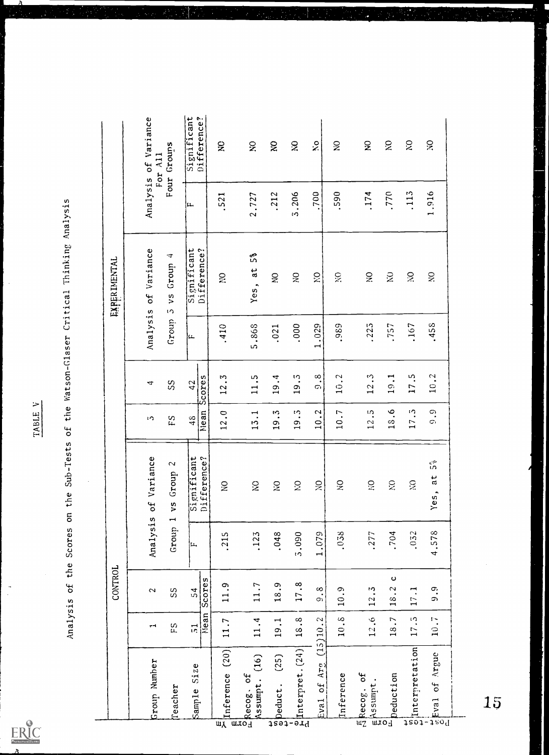TABLE V

Analysis of the Scores on the Sub-Tests of the Watson-Glaser Critical Thinking Analysis

| | | CONTROL | | | | EXPERIMENTAL | | | | Analysis of Variance For All Four Groups | |
|---|---|---|---|---|---|---|---|---|---|---|---|
| | Group Number | 1 | 2 | Analysis of Variance Group 1 vs Group 2 | | 3 | 4 | Analysis of Variance Group 3 vs Group 4 | | | |
| | Teacher | FS | SS | | | FS | SS | | | | |
| | Sample Size | 51 | 54 | F | Significant Difference? | 48 | 42 | F | Significant Difference? | F | Significant Difference? |
| | | Mean Scores | | | | Mean Scores | | | | | |
| Pre-test Form Ym | Inference (20) | 11.7 | 11.9 | .215 | NO | 12.0 | 12.3 | .410 | NO | .521 | NO |
| | Recog. of Assumpt. (16) | 11.4 | 11.7 | .123 | NO | 13.1 | 11.5 | 5.868 | Yes, at 5% | 2.727 | NO |
| | Deduct. (25) | 19.1 | 18.9 | .048 | NO | 19.3 | 19.4 | .021 | NO | .212 | NO |
| | Interpret. (24) | 18.8 | 17.8 | 3.090 | NO | 19.3 | 19.3 | .000 | NO | 3.206 | NO |
| | Eval of Arg (15) | 10.2 | 9.8 | 1.079 | NO | 10.2 | 9.8 | 1.029 | NO | .700 | No |
| Post-test Form Zm | Inference | 10.8 | 10.9 | .038 | NO | 10.7 | 10.2 | .989 | NO | .590 | NO |
| | Recog. of Assumpt. | 12.6 | 12.3 | .277 | NO | 12.5 | 12.3 | .225 | NO | .174 | NO |
| | Deduction | 18.7 | 18.2 c | .704 | NO | 18.6 | 19.1 | .757 | NO | .770 | NO |
| | Interpretation | 17.5 | 17.1 | .032 | NO | 17.3 | 17.5 | .167 | NO | .113 | NO |
| | Eval of Argue | 10.7 | 9.9 | 4.578 | Yes, at 5% | 9.9 | 10.2 | .458 | NO | 1.916 | NO |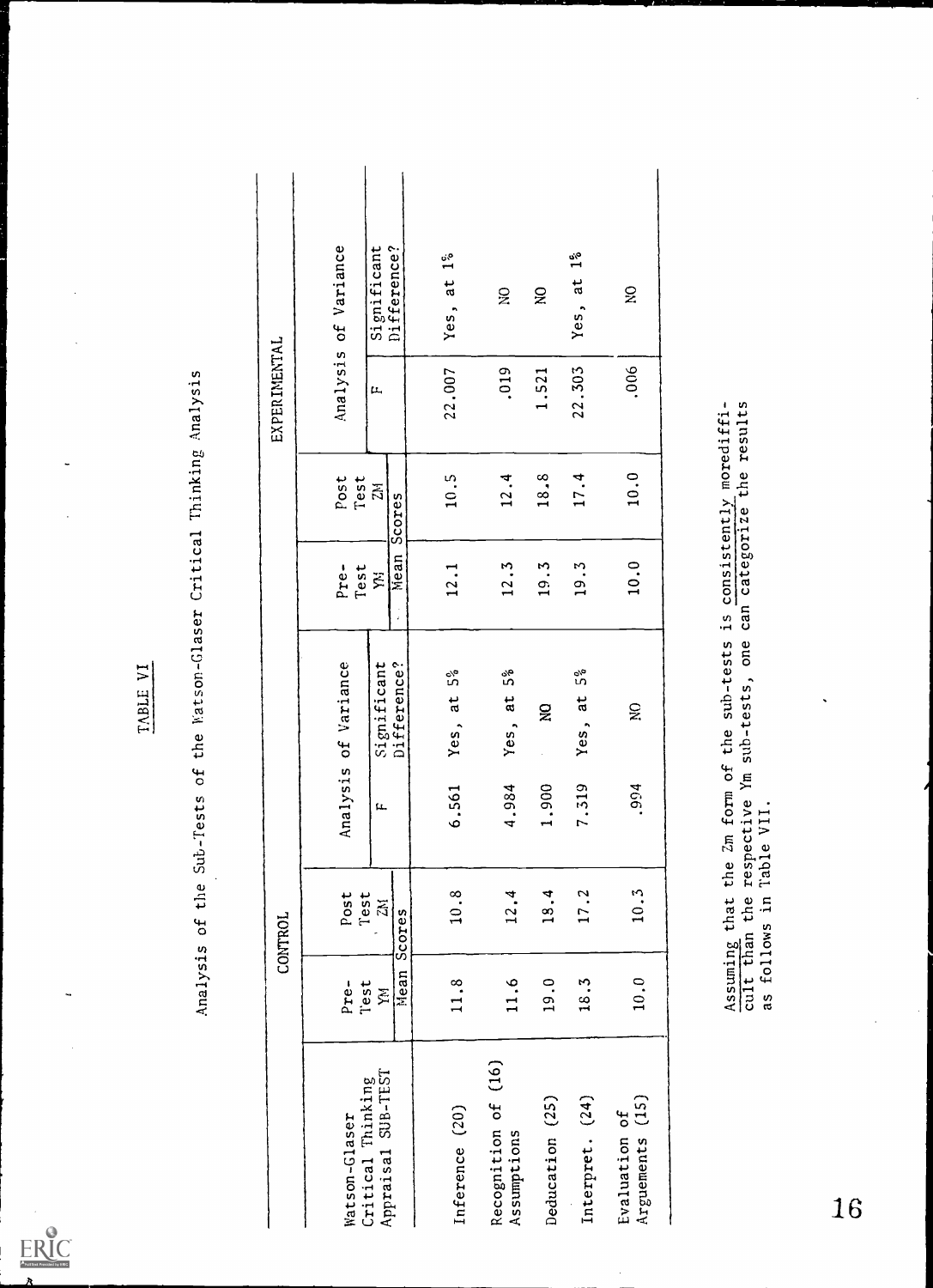TABLE VI

Analysis of the Sub-Tests of the Watson-Glaser Critical Thinking Analysis

| Watson-Glaser Critical Thinking Appraisal SUB-TEST | CONTROL | | | | EXPERIMENTAL | | | |
|---|---|---|---|---|---|---|---|---|
| | Pre-Test YM | Post Test ZM | Analysis of Variance | | Pre-Test YM | Post Test ZM | Analysis of Variance | |
| | Mean Scores | | F | Significant Difference? | Mean Scores | | F | Significant Difference? |
| Inference (20) | 11.8 | 10.8 | 6.561 | Yes, at 5% | 12.1 | 10.5 | 22.007 | Yes, at 1% |
| Recognition of (16) Assumptions | 11.6 | 12.4 | 4.984 | Yes, at 5% | 12.3 | 12.4 | .019 | NO |
| Deducation (25) | 19.0 | 18.4 | 1.900 | NO | 19.3 | 18.8 | 1.521 | NO |
| Interpret. (24) | 18.3 | 17.2 | 7.319 | Yes, at 5% | 19.3 | 17.4 | 22.303 | Yes, at 1% |
| Evaluation of Arguements (15) | 10.0 | 10.3 | .994 | NO | 10.0 | 10.0 | .006 | NO |

Assuming that the Zm form of the sub-tests is consistently morediffi-cult than the respective Ym sub-tests, one can categorize the results as follows in Table VII.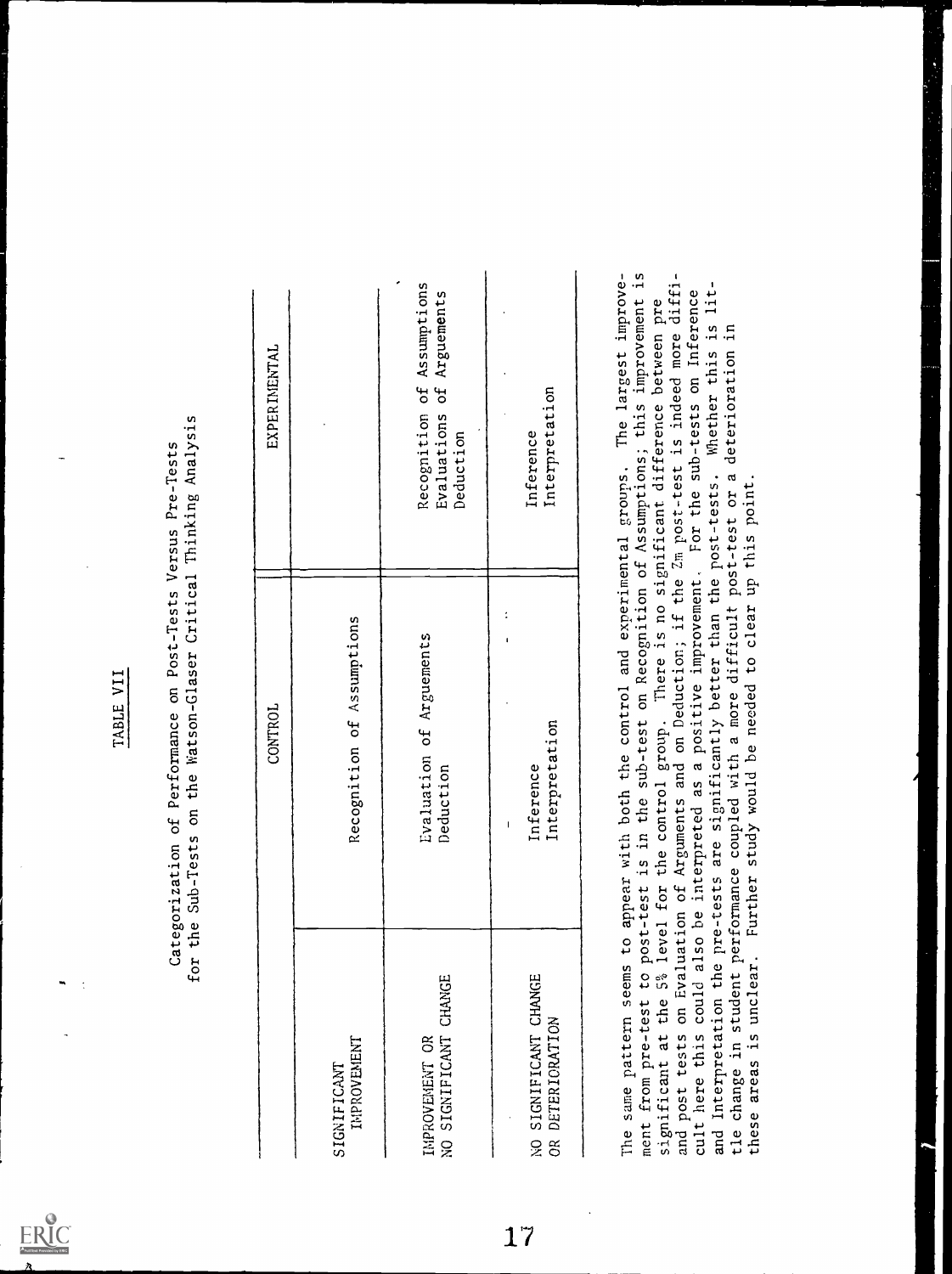TABLE VII

Categorization of Performance on Post-Tests Versus Pre-Tests for the Sub-Tests on the Watson-Glaser Critical Thinking Analysis

| | CONTROL | EXPERIMENTAL |
|---|---|---|
| SIGNIFICANT IMPROVEMENT | Recognition of Assumptions | |
| IMPROVEMENT OR NO SIGNIFICANT CHANGE | Evaluation of Arguements<br>Deduction | Recognition of Assumptions<br>Evaluations of Arguements<br>Deduction |
| NO SIGNIFICANT CHANGE OR DETERIORATION | Inference<br>Interpretation | Inference<br>Interpretation |

The same pattern seems to appear with both the control and experimental groups. The largest improvement from pre-test to post-test is in the sub-test on Recognition of Assumptions; this improvement is significant at the 5% level for the control group. There is no significant difference between pre and post tests on Evaluation of Arguments and on Deduction; if the Zm post-test is indeed more difficult here this could also be interpreted as a positive improvement. For the sub-tests on Inference and Interpretation the pre-tests are significantly better than the post-tests. Whether this is little change in student performance coupled with a more difficult post-test or a deterioration in these areas is unclear. Further study would be needed to clear up this point.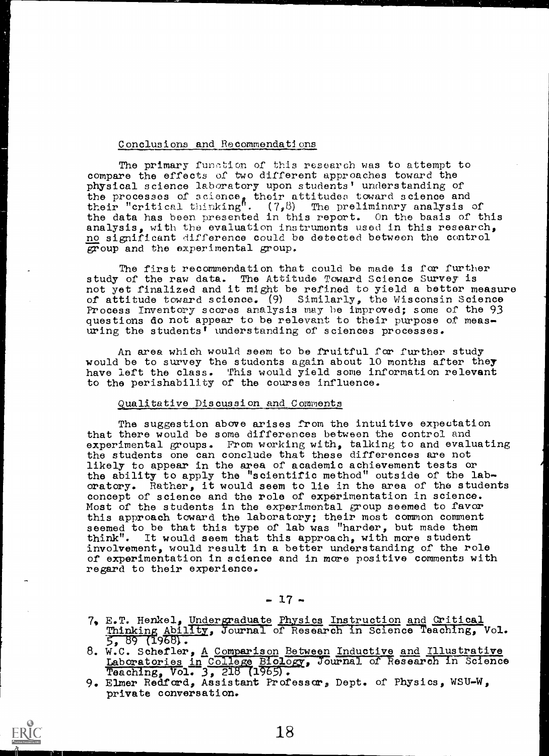## Conclusions and Recommendations

The primary function of this research was to attempt to compare the effects of two different approaches toward the physical science laboratory upon students' understanding of the processes of science, their attitudes toward science and their "critical thinking". (7,8) The preliminary analysis of the data has been presented in this report. On the basis of this analysis, with the evaluation instruments used in this research, no significant difference could be detected between the control group and the experimental group.

The first recommendation that could be made is for further study of the raw data. The Attitude Toward Science Survey is not yet finalized and it might be refined to yield a better measure of attitude toward science. (9) Similarly, the Wisconsin Science Process Inventory scores analysis may be improved; some of the 93 questions do not appear to be relevant to their purpose of measuring the students' understanding of sciences processes.

An area which would seem to be fruitful for further study would be to survey the students again about 10 months after they have left the class. This would yield some information relevant to the perishability of the courses influence.

## Qualitative Discussion and Comments

The suggestion above arises from the intuitive expectation that there would be some differences between the control and experimental groups. From working with, talking to and evaluating the students one can conclude that these differences are not likely to appear in the area of academic achievement tests or the ability to apply the "scientific method" outside of the laboratory. Rather, it would seem to lie in the area of the students concept of science and the role of experimentation in science. Most of the students in the experimental group seemed to favor this approach toward the laboratory; their most common comment seemed to be that this type of lab was "harder, but made them think". It would seem that this approach, with more student involvement, would result in a better understanding of the role of experimentation in science and in more positive comments with regard to their experience.

- 17 -

7. E.T. Henkel, Undergraduate Physics Instruction and Critical Thinking Ability, Journal of Research in Science Teaching, Vol. 5, 89 (1968).
8. W.C. Schefler, A Comparison Between Inductive and Illustrative Laboratories in College Biology, Journal of Research in Science Teaching, Vol. 3, 218 (1965).
9. Elmer Redford, Assistant Professor, Dept. of Physics, WSU-W, private conversation.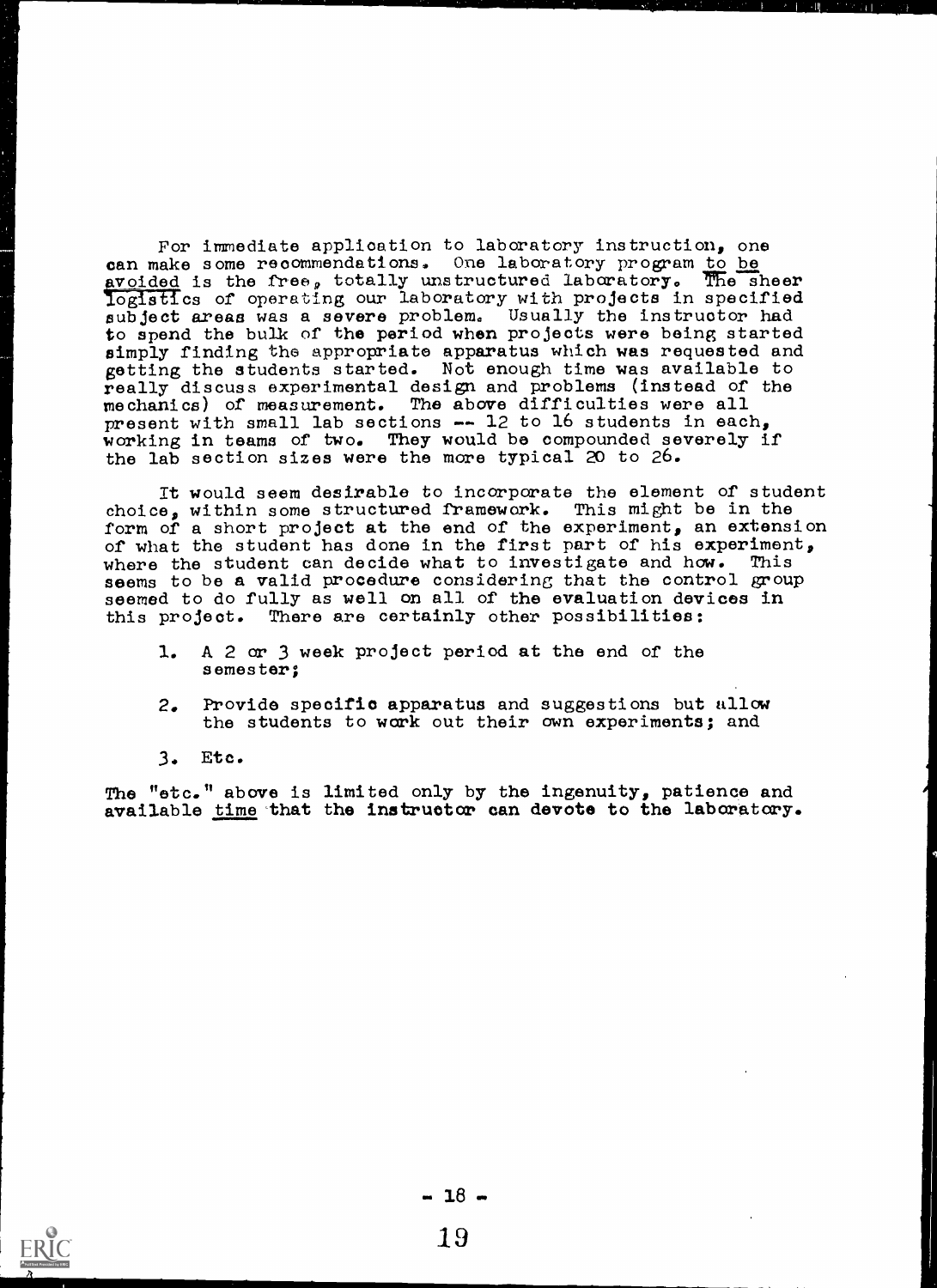For immediate application to laboratory instruction, one can make some recommendations. One laboratory program to be avoided is the free, totally unstructured laboratory. The sheer logistics of operating our laboratory with projects in specified subject areas was a severe problem. Usually the instructor had to spend the bulk of the period when projects were being started simply finding the appropriate apparatus which was requested and getting the students started. Not enough time was available to really discuss experimental design and problems (instead of the mechanics) of measurement. The above difficulties were all present with small lab sections -- 12 to 16 students in each, working in teams of two. They would be compounded severely if the lab section sizes were the more typical 20 to 26.

It would seem desirable to incorporate the element of student choice, within some structured framework. This might be in the form of a short project at the end of the experiment, an extension of what the student has done in the first part of his experiment, where the student can decide what to investigate and how. This seems to be a valid procedure considering that the control group seemed to do fully as well on all of the evaluation devices in this project. There are certainly other possibilities:

1. A 2 or 3 week project period at the end of the semester;

2. Provide specific apparatus and suggestions but allow the students to work out their own experiments; and

3. Etc.

The "etc." above is limited only by the ingenuity, patience and available time that the instructor can devote to the laboratory.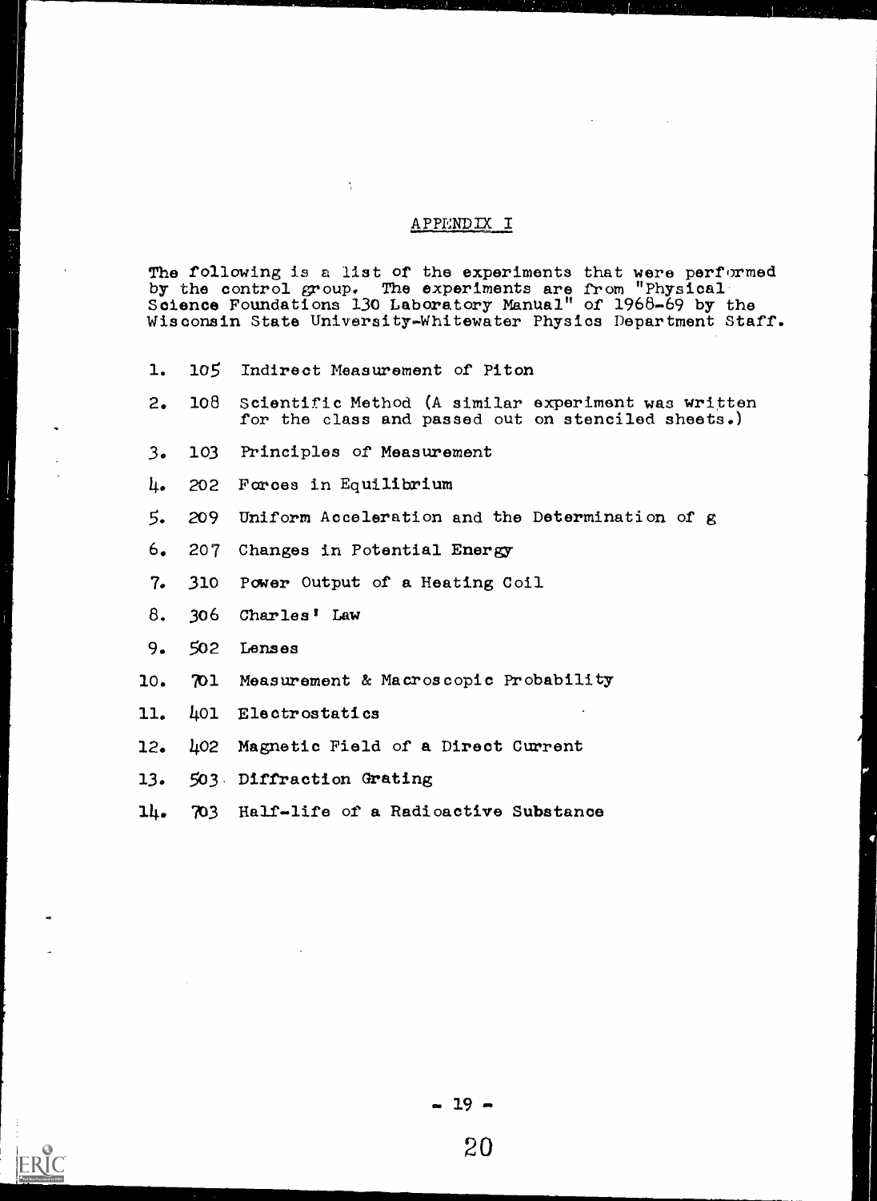## APPENDIX I

The following is a list of the experiments that were performed by the control group. The experiments are from "Physical Science Foundations 130 Laboratory Manual" of 1968-69 by the Wisconsin State University-Whitewater Physics Department Staff.

1. 105 Indirect Measurement of Piton
2. 108 Scientific Method (A similar experiment was written for the class and passed out on stenciled sheets.)
3. 103 Principles of Measurement
4. 202 Forces in Equilibrium
5. 209 Uniform Acceleration and the Determination of g
6. 207 Changes in Potential Energy
7. 310 Power Output of a Heating Coil
8. 306 Charles' Law
9. 502 Lenses
10. 701 Measurement & Macroscopic Probability
11. 401 Electrostatics
12. 402 Magnetic Field of a Direct Current
13. 503 Diffraction Grating
14. 703 Half-life of a Radioactive Substance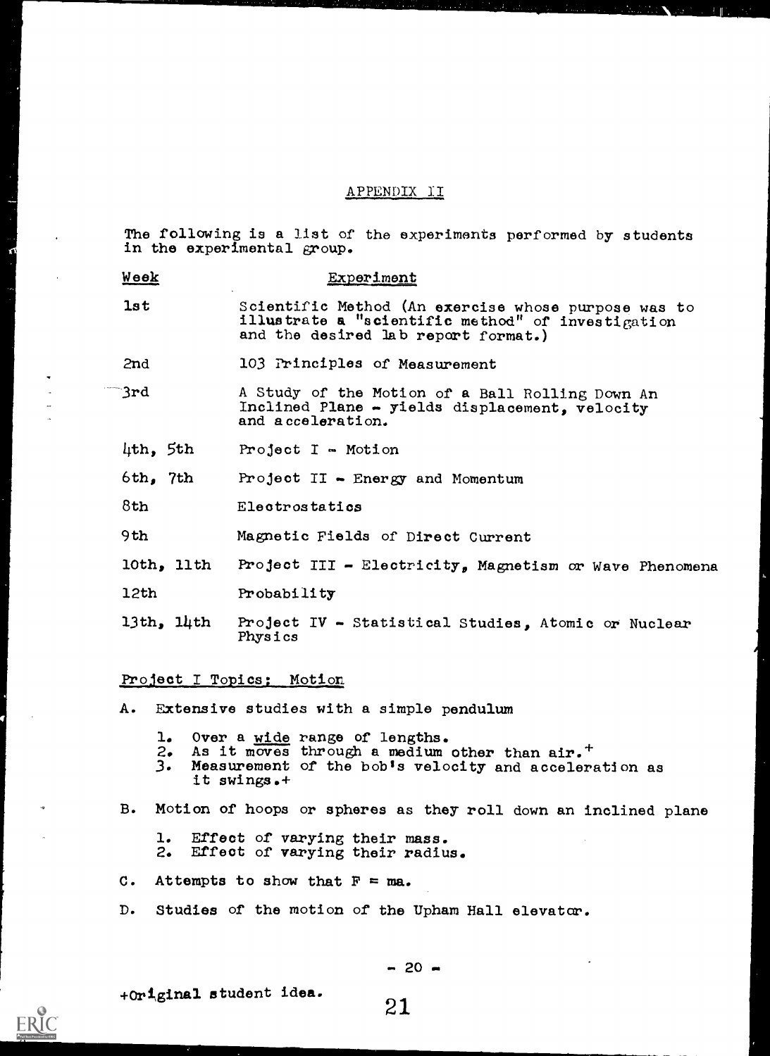## APPENDIX II

The following is a list of the experiments performed by students in the experimental group.

| Week | Experiment |
|---|---|
| 1st | Scientific Method (An exercise whose purpose was to illustrate a "scientific method" of investigation and the desired lab report format.) |
| 2nd | 103 Principles of Measurement |
| 3rd | A Study of the Motion of a Ball Rolling Down An Inclined Plane - yields displacement, velocity and acceleration. |
| 4th, 5th | Project I - Motion |
| 6th, 7th | Project II - Energy and Momentum |
| 8th | Electrostatics |
| 9th | Magnetic Fields of Direct Current |
| 10th, 11th | Project III - Electricity, Magnetism or Wave Phenomena |
| 12th | Probability |
| 13th, 14th | Project IV - Statistical Studies, Atomic or Nuclear Physics |

### Project I Topics: Motion

A. Extensive studies with a simple pendulum

1. Over a *wide* range of lengths.
2. As it moves through a medium other than air.+
3. Measurement of the bob's velocity and acceleration as it swings.+

B. Motion of hoops or spheres as they roll down an inclined plane

1. Effect of varying their mass.
2. Effect of varying their radius.

C. Attempts to show that $F = ma$.

D. Studies of the motion of the Upham Hall elevator.

+Original student idea.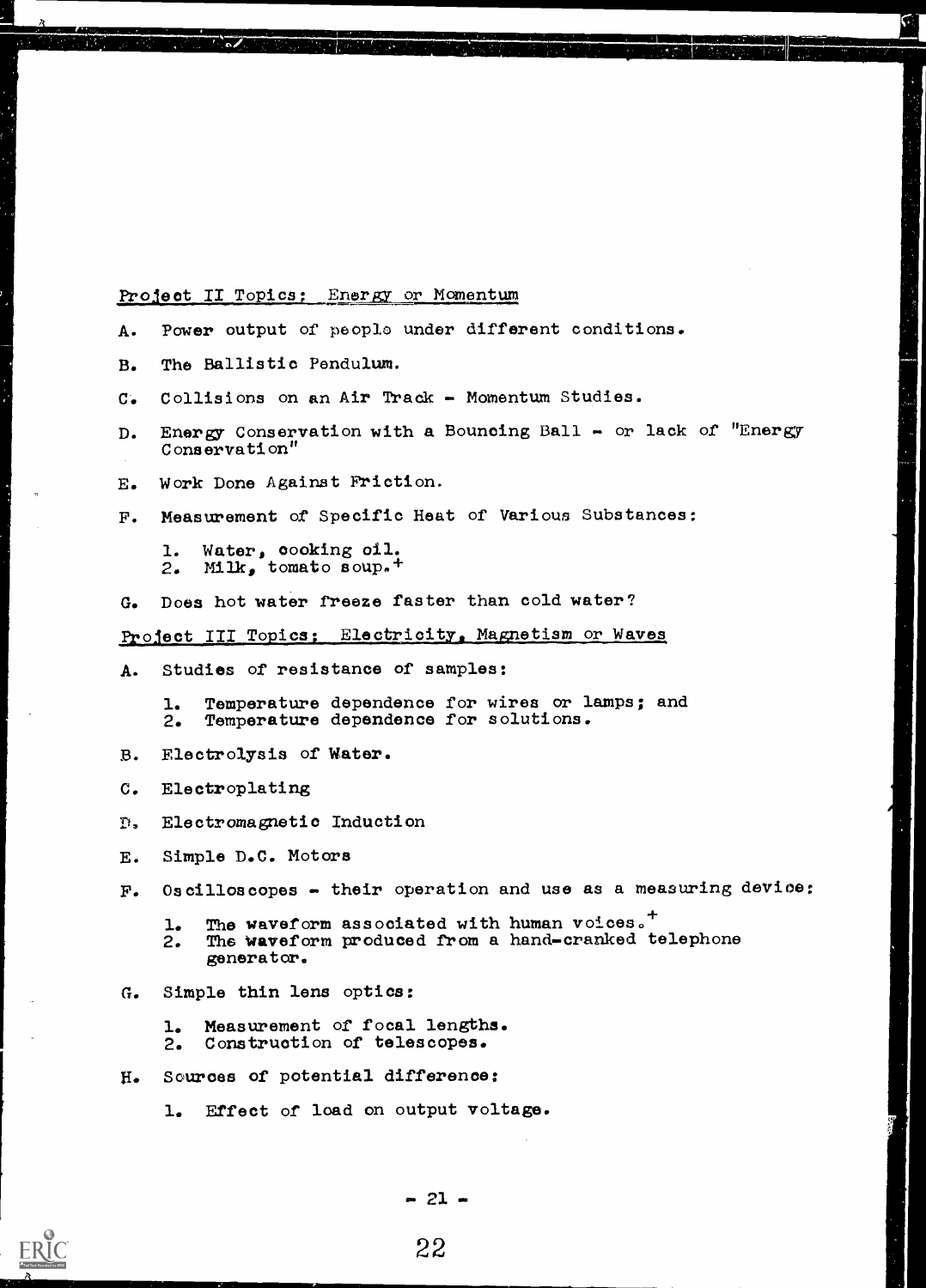Project II Topics: Energy or Momentum

A. Power output of people under different conditions.

B. The Ballistic Pendulum.

C. Collisions on an Air Track - Momentum Studies.

D. Energy Conservation with a Bouncing Ball - or lack of "Energy Conservation"

E. Work Done Against Friction.

F. Measurement of Specific Heat of Various Substances:

   1. Water, cooking oil.
   2. Milk, tomato soup.+

G. Does hot water freeze faster than cold water?

Project III Topics: Electricity, Magnetism or Waves

A. Studies of resistance of samples:

   1. Temperature dependence for wires or lamps; and
   2. Temperature dependence for solutions.

B. Electrolysis of Water.

C. Electroplating

D. Electromagnetic Induction

E. Simple D.C. Motors

F. Oscilloscopes - their operation and use as a measuring device:

   1. The waveform associated with human voices.+
   2. The waveform produced from a hand-cranked telephone generator.

G. Simple thin lens optics:

   1. Measurement of focal lengths.
   2. Construction of telescopes.

H. Sources of potential difference:

   1. Effect of load on output voltage.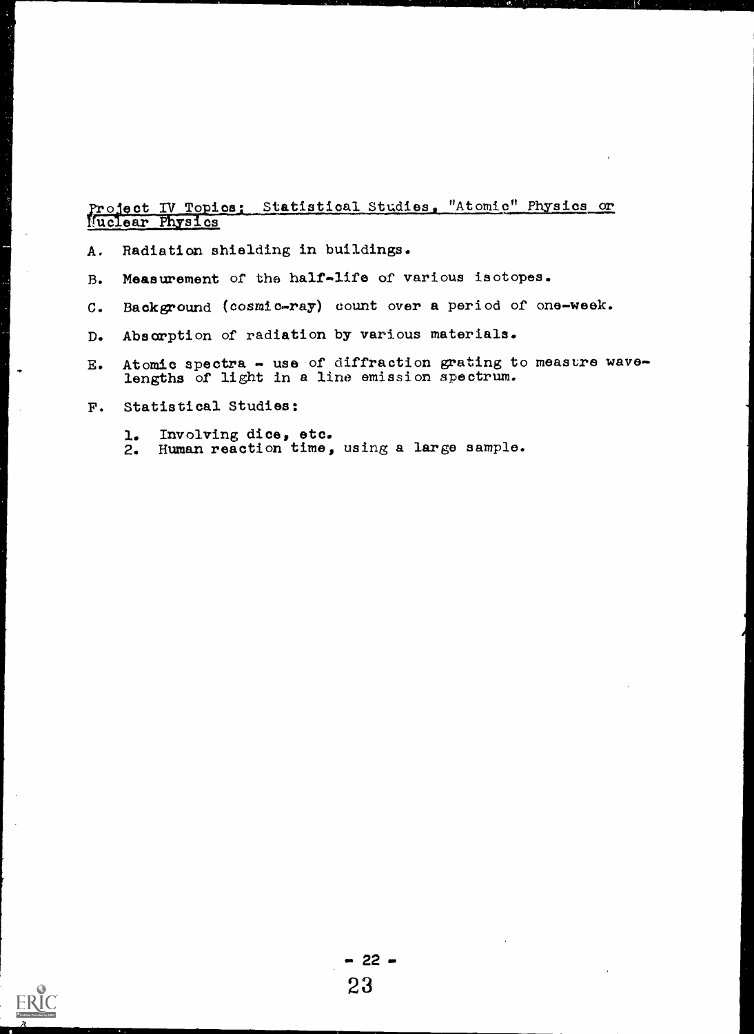## Project IV Topics: Statistical Studies, "Atomic" Physics or Nuclear Physics

A. Radiation shielding in buildings.

B. Measurement of the half-life of various isotopes.

C. Background (cosmic-ray) count over a period of one-week.

D. Absorption of radiation by various materials.

E. Atomic spectra - use of diffraction grating to measure wave-lengths of light in a line emission spectrum.

F. Statistical Studies:

1. Involving dice, etc.
2. Human reaction time, using a large sample.